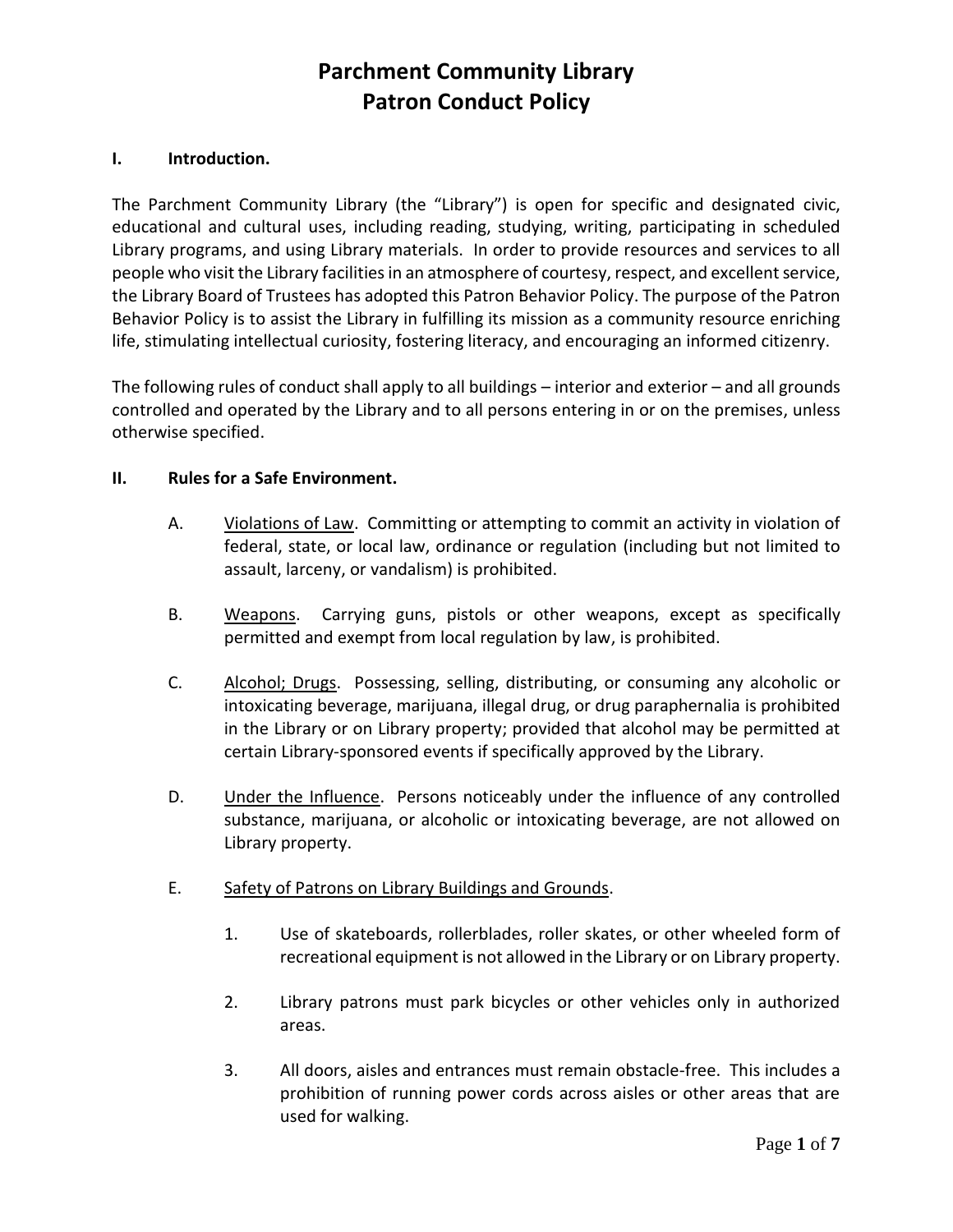# Parchment Community Library
# Patron Conduct Policy

## I. Introduction.

The Parchment Community Library (the "Library") is open for specific and designated civic, educational and cultural uses, including reading, studying, writing, participating in scheduled Library programs, and using Library materials. In order to provide resources and services to all people who visit the Library facilities in an atmosphere of courtesy, respect, and excellent service, the Library Board of Trustees has adopted this Patron Behavior Policy. The purpose of the Patron Behavior Policy is to assist the Library in fulfilling its mission as a community resource enriching life, stimulating intellectual curiosity, fostering literacy, and encouraging an informed citizenry.

The following rules of conduct shall apply to all buildings – interior and exterior – and all grounds controlled and operated by the Library and to all persons entering in or on the premises, unless otherwise specified.

## II. Rules for a Safe Environment.

A. <u>Violations of Law</u>. Committing or attempting to commit an activity in violation of federal, state, or local law, ordinance or regulation (including but not limited to assault, larceny, or vandalism) is prohibited.

B. <u>Weapons</u>. Carrying guns, pistols or other weapons, except as specifically permitted and exempt from local regulation by law, is prohibited.

C. <u>Alcohol; Drugs</u>. Possessing, selling, distributing, or consuming any alcoholic or intoxicating beverage, marijuana, illegal drug, or drug paraphernalia is prohibited in the Library or on Library property; provided that alcohol may be permitted at certain Library-sponsored events if specifically approved by the Library.

D. <u>Under the Influence</u>. Persons noticeably under the influence of any controlled substance, marijuana, or alcoholic or intoxicating beverage, are not allowed on Library property.

E. <u>Safety of Patrons on Library Buildings and Grounds</u>.

1. Use of skateboards, rollerblades, roller skates, or other wheeled form of recreational equipment is not allowed in the Library or on Library property.

2. Library patrons must park bicycles or other vehicles only in authorized areas.

3. All doors, aisles and entrances must remain obstacle-free. This includes a prohibition of running power cords across aisles or other areas that are used for walking.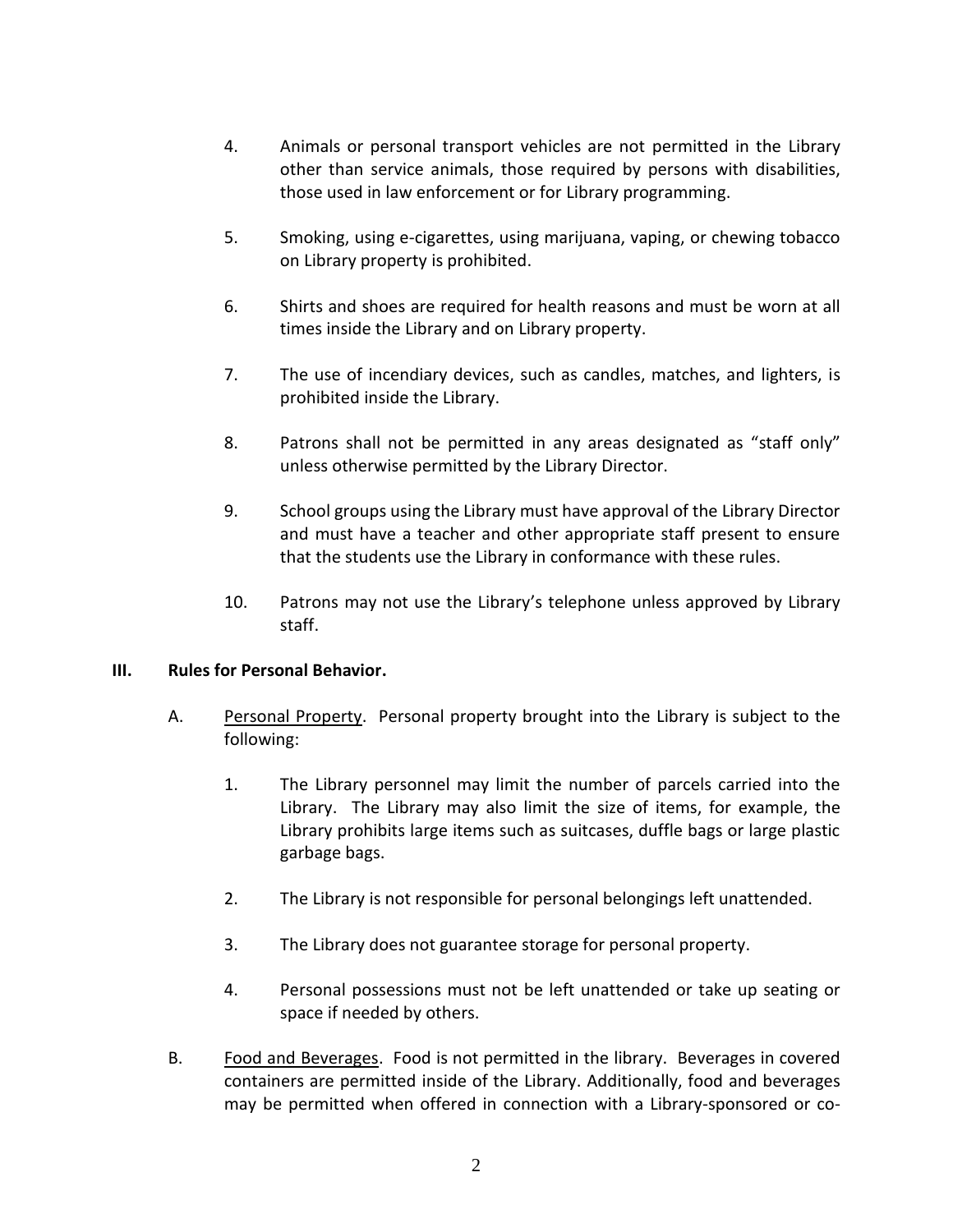4. Animals or personal transport vehicles are not permitted in the Library other than service animals, those required by persons with disabilities, those used in law enforcement or for Library programming.

5. Smoking, using e-cigarettes, using marijuana, vaping, or chewing tobacco on Library property is prohibited.

6. Shirts and shoes are required for health reasons and must be worn at all times inside the Library and on Library property.

7. The use of incendiary devices, such as candles, matches, and lighters, is prohibited inside the Library.

8. Patrons shall not be permitted in any areas designated as "staff only" unless otherwise permitted by the Library Director.

9. School groups using the Library must have approval of the Library Director and must have a teacher and other appropriate staff present to ensure that the students use the Library in conformance with these rules.

10. Patrons may not use the Library's telephone unless approved by Library staff.

## III. Rules for Personal Behavior.

A. Personal Property. Personal property brought into the Library is subject to the following:

1. The Library personnel may limit the number of parcels carried into the Library. The Library may also limit the size of items, for example, the Library prohibits large items such as suitcases, duffle bags or large plastic garbage bags.

2. The Library is not responsible for personal belongings left unattended.

3. The Library does not guarantee storage for personal property.

4. Personal possessions must not be left unattended or take up seating or space if needed by others.

B. Food and Beverages. Food is not permitted in the library. Beverages in covered containers are permitted inside of the Library. Additionally, food and beverages may be permitted when offered in connection with a Library-sponsored or co-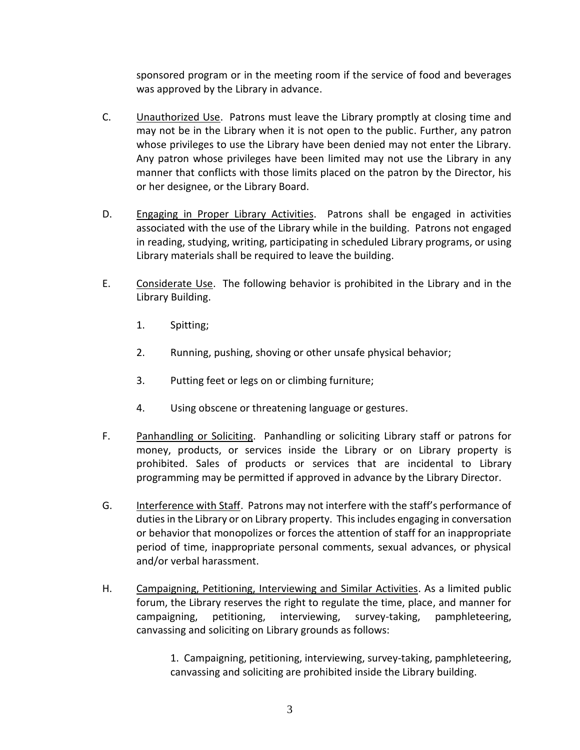sponsored program or in the meeting room if the service of food and beverages was approved by the Library in advance.

C. Unauthorized Use. Patrons must leave the Library promptly at closing time and may not be in the Library when it is not open to the public. Further, any patron whose privileges to use the Library have been denied may not enter the Library. Any patron whose privileges have been limited may not use the Library in any manner that conflicts with those limits placed on the patron by the Director, his or her designee, or the Library Board.

D. Engaging in Proper Library Activities. Patrons shall be engaged in activities associated with the use of the Library while in the building. Patrons not engaged in reading, studying, writing, participating in scheduled Library programs, or using Library materials shall be required to leave the building.

E. Considerate Use. The following behavior is prohibited in the Library and in the Library Building.

   1. Spitting;

   2. Running, pushing, shoving or other unsafe physical behavior;

   3. Putting feet or legs on or climbing furniture;

   4. Using obscene or threatening language or gestures.

F. Panhandling or Soliciting. Panhandling or soliciting Library staff or patrons for money, products, or services inside the Library or on Library property is prohibited. Sales of products or services that are incidental to Library programming may be permitted if approved in advance by the Library Director.

G. Interference with Staff. Patrons may not interfere with the staff's performance of duties in the Library or on Library property. This includes engaging in conversation or behavior that monopolizes or forces the attention of staff for an inappropriate period of time, inappropriate personal comments, sexual advances, or physical and/or verbal harassment.

H. Campaigning, Petitioning, Interviewing and Similar Activities. As a limited public forum, the Library reserves the right to regulate the time, place, and manner for campaigning, petitioning, interviewing, survey-taking, pamphleteering, canvassing and soliciting on Library grounds as follows:

   1. Campaigning, petitioning, interviewing, survey-taking, pamphleteering, canvassing and soliciting are prohibited inside the Library building.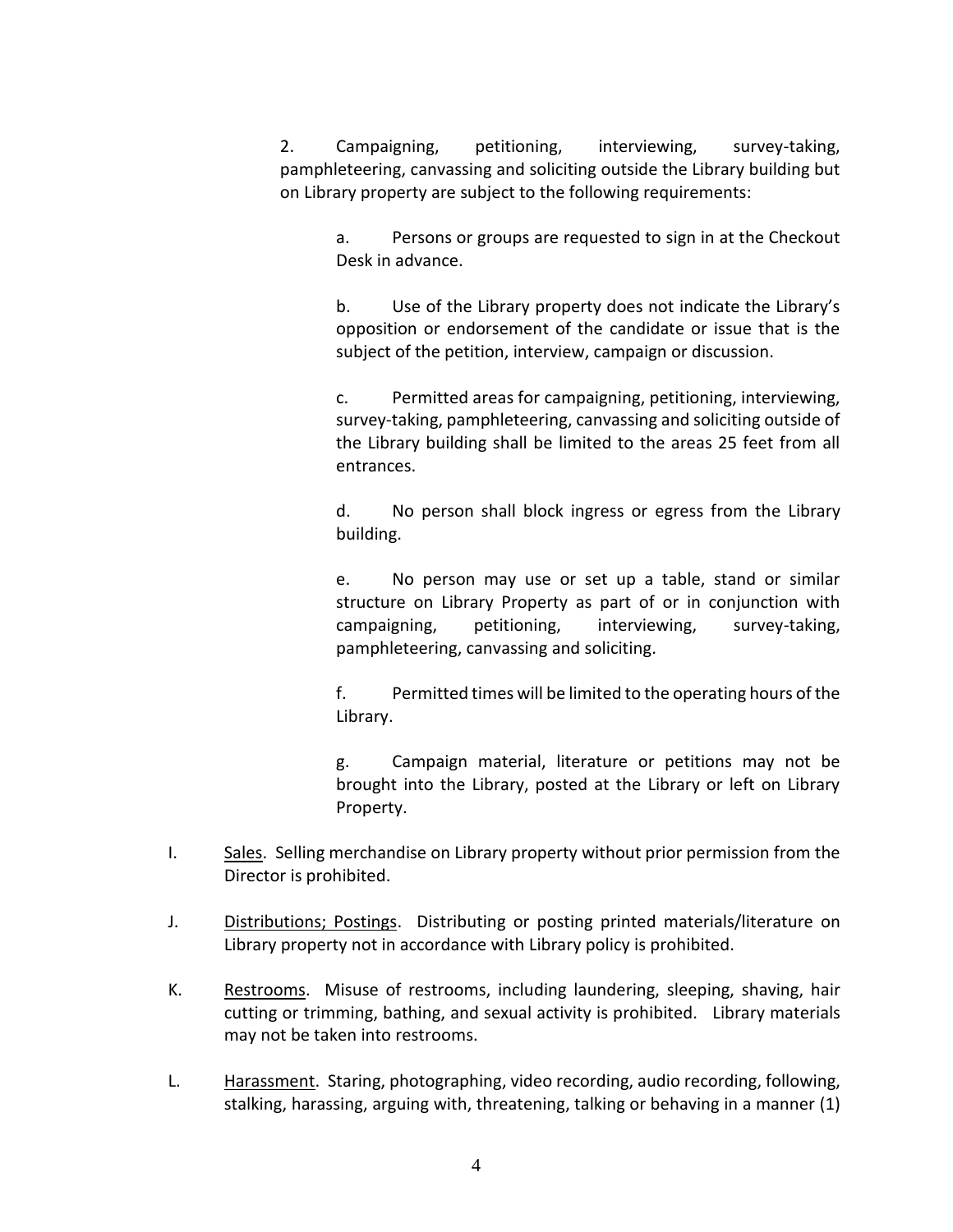2. Campaigning, petitioning, interviewing, survey-taking, pamphleteering, canvassing and soliciting outside the Library building but on Library property are subject to the following requirements:

   a. Persons or groups are requested to sign in at the Checkout Desk in advance.

   b. Use of the Library property does not indicate the Library's opposition or endorsement of the candidate or issue that is the subject of the petition, interview, campaign or discussion.

   c. Permitted areas for campaigning, petitioning, interviewing, survey-taking, pamphleteering, canvassing and soliciting outside of the Library building shall be limited to the areas 25 feet from all entrances.

   d. No person shall block ingress or egress from the Library building.

   e. No person may use or set up a table, stand or similar structure on Library Property as part of or in conjunction with campaigning, petitioning, interviewing, survey-taking, pamphleteering, canvassing and soliciting.

   f. Permitted times will be limited to the operating hours of the Library.

   g. Campaign material, literature or petitions may not be brought into the Library, posted at the Library or left on Library Property.

I. <u>Sales</u>. Selling merchandise on Library property without prior permission from the Director is prohibited.

J. <u>Distributions; Postings</u>. Distributing or posting printed materials/literature on Library property not in accordance with Library policy is prohibited.

K. <u>Restrooms</u>. Misuse of restrooms, including laundering, sleeping, shaving, hair cutting or trimming, bathing, and sexual activity is prohibited. Library materials may not be taken into restrooms.

L. <u>Harassment</u>. Staring, photographing, video recording, audio recording, following, stalking, harassing, arguing with, threatening, talking or behaving in a manner (1)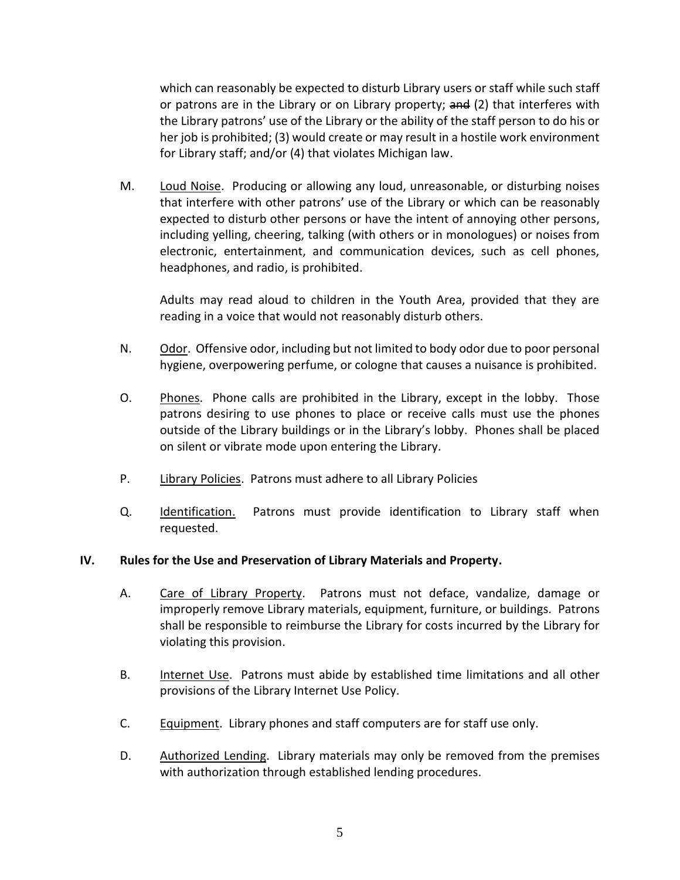which can reasonably be expected to disturb Library users or staff while such staff or patrons are in the Library or on Library property; ~~and~~ (2) that interferes with the Library patrons' use of the Library or the ability of the staff person to do his or her job is prohibited; (3) would create or may result in a hostile work environment for Library staff; and/or (4) that violates Michigan law.

M. Loud Noise. Producing or allowing any loud, unreasonable, or disturbing noises that interfere with other patrons' use of the Library or which can be reasonably expected to disturb other persons or have the intent of annoying other persons, including yelling, cheering, talking (with others or in monologues) or noises from electronic, entertainment, and communication devices, such as cell phones, headphones, and radio, is prohibited.

   Adults may read aloud to children in the Youth Area, provided that they are reading in a voice that would not reasonably disturb others.

N. Odor. Offensive odor, including but not limited to body odor due to poor personal hygiene, overpowering perfume, or cologne that causes a nuisance is prohibited.

O. Phones. Phone calls are prohibited in the Library, except in the lobby. Those patrons desiring to use phones to place or receive calls must use the phones outside of the Library buildings or in the Library's lobby. Phones shall be placed on silent or vibrate mode upon entering the Library.

P. Library Policies. Patrons must adhere to all Library Policies

Q. Identification. Patrons must provide identification to Library staff when requested.

## IV. Rules for the Use and Preservation of Library Materials and Property.

A. Care of Library Property. Patrons must not deface, vandalize, damage or improperly remove Library materials, equipment, furniture, or buildings. Patrons shall be responsible to reimburse the Library for costs incurred by the Library for violating this provision.

B. Internet Use. Patrons must abide by established time limitations and all other provisions of the Library Internet Use Policy.

C. Equipment. Library phones and staff computers are for staff use only.

D. Authorized Lending. Library materials may only be removed from the premises with authorization through established lending procedures.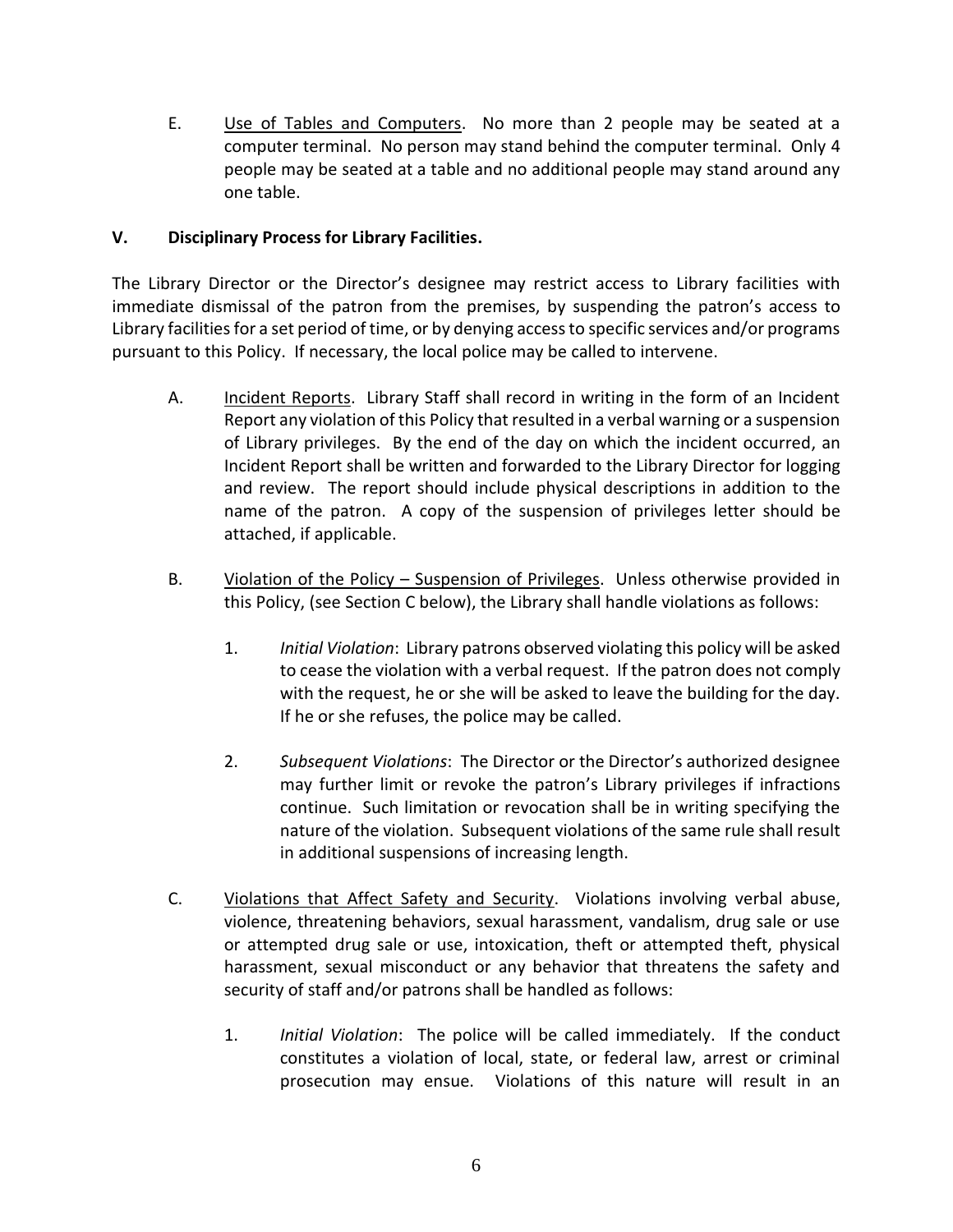E. <u>Use of Tables and Computers</u>. No more than 2 people may be seated at a computer terminal. No person may stand behind the computer terminal. Only 4 people may be seated at a table and no additional people may stand around any one table.

## V. Disciplinary Process for Library Facilities.

The Library Director or the Director's designee may restrict access to Library facilities with immediate dismissal of the patron from the premises, by suspending the patron's access to Library facilities for a set period of time, or by denying access to specific services and/or programs pursuant to this Policy. If necessary, the local police may be called to intervene.

A. <u>Incident Reports</u>. Library Staff shall record in writing in the form of an Incident Report any violation of this Policy that resulted in a verbal warning or a suspension of Library privileges. By the end of the day on which the incident occurred, an Incident Report shall be written and forwarded to the Library Director for logging and review. The report should include physical descriptions in addition to the name of the patron. A copy of the suspension of privileges letter should be attached, if applicable.

B. <u>Violation of the Policy – Suspension of Privileges</u>. Unless otherwise provided in this Policy, (see Section C below), the Library shall handle violations as follows:

1. *Initial Violation*: Library patrons observed violating this policy will be asked to cease the violation with a verbal request. If the patron does not comply with the request, he or she will be asked to leave the building for the day. If he or she refuses, the police may be called.

2. *Subsequent Violations*: The Director or the Director's authorized designee may further limit or revoke the patron's Library privileges if infractions continue. Such limitation or revocation shall be in writing specifying the nature of the violation. Subsequent violations of the same rule shall result in additional suspensions of increasing length.

C. <u>Violations that Affect Safety and Security</u>. Violations involving verbal abuse, violence, threatening behaviors, sexual harassment, vandalism, drug sale or use or attempted drug sale or use, intoxication, theft or attempted theft, physical harassment, sexual misconduct or any behavior that threatens the safety and security of staff and/or patrons shall be handled as follows:

1. *Initial Violation*: The police will be called immediately. If the conduct constitutes a violation of local, state, or federal law, arrest or criminal prosecution may ensue. Violations of this nature will result in an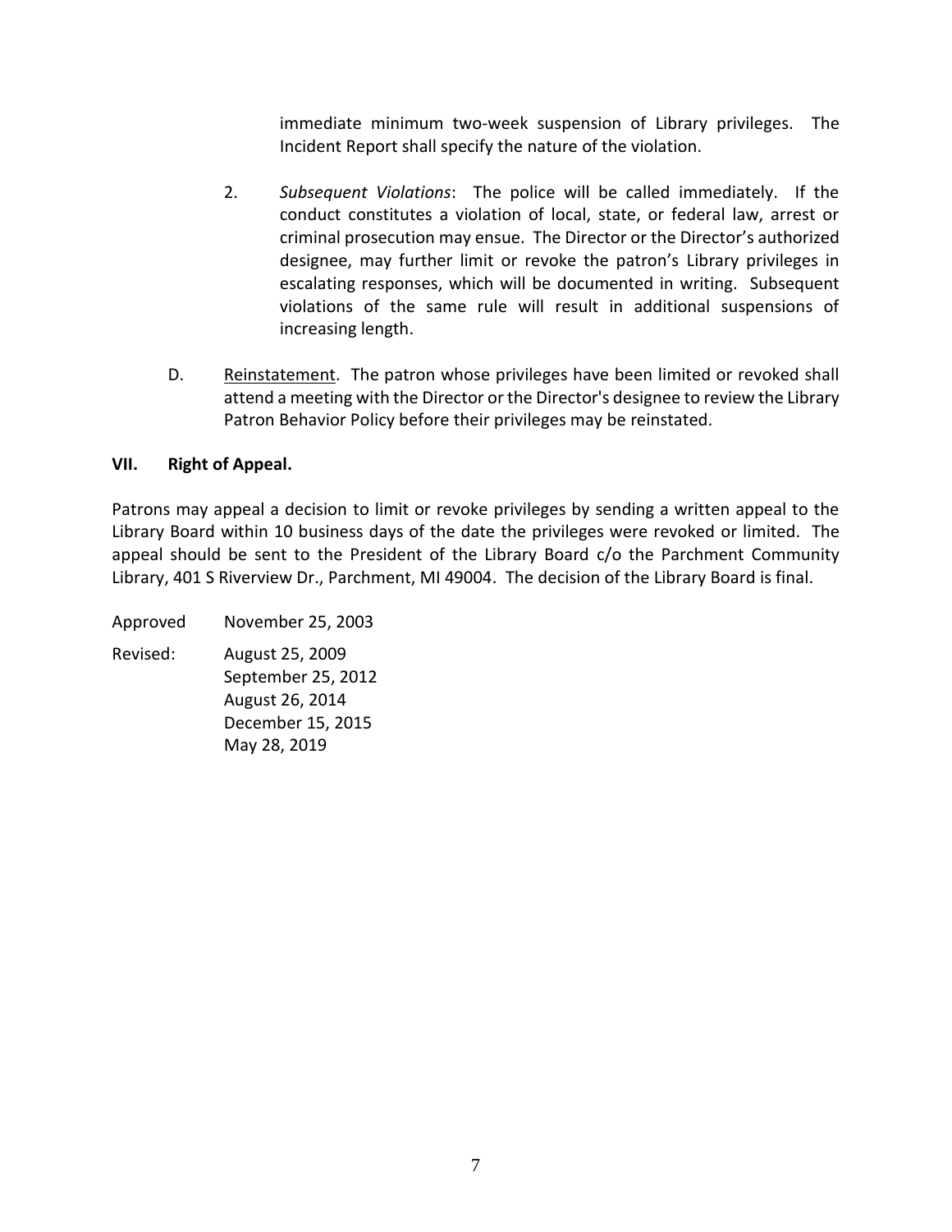immediate minimum two-week suspension of Library privileges. The Incident Report shall specify the nature of the violation.

2. *Subsequent Violations*: The police will be called immediately. If the conduct constitutes a violation of local, state, or federal law, arrest or criminal prosecution may ensue. The Director or the Director's authorized designee, may further limit or revoke the patron's Library privileges in escalating responses, which will be documented in writing. Subsequent violations of the same rule will result in additional suspensions of increasing length.

D. Reinstatement. The patron whose privileges have been limited or revoked shall attend a meeting with the Director or the Director's designee to review the Library Patron Behavior Policy before their privileges may be reinstated.

## VII. Right of Appeal.

Patrons may appeal a decision to limit or revoke privileges by sending a written appeal to the Library Board within 10 business days of the date the privileges were revoked or limited. The appeal should be sent to the President of the Library Board c/o the Parchment Community Library, 401 S Riverview Dr., Parchment, MI 49004. The decision of the Library Board is final.

Approved November 25, 2003

Revised: August 25, 2009
September 25, 2012
August 26, 2014
December 15, 2015
May 28, 2019